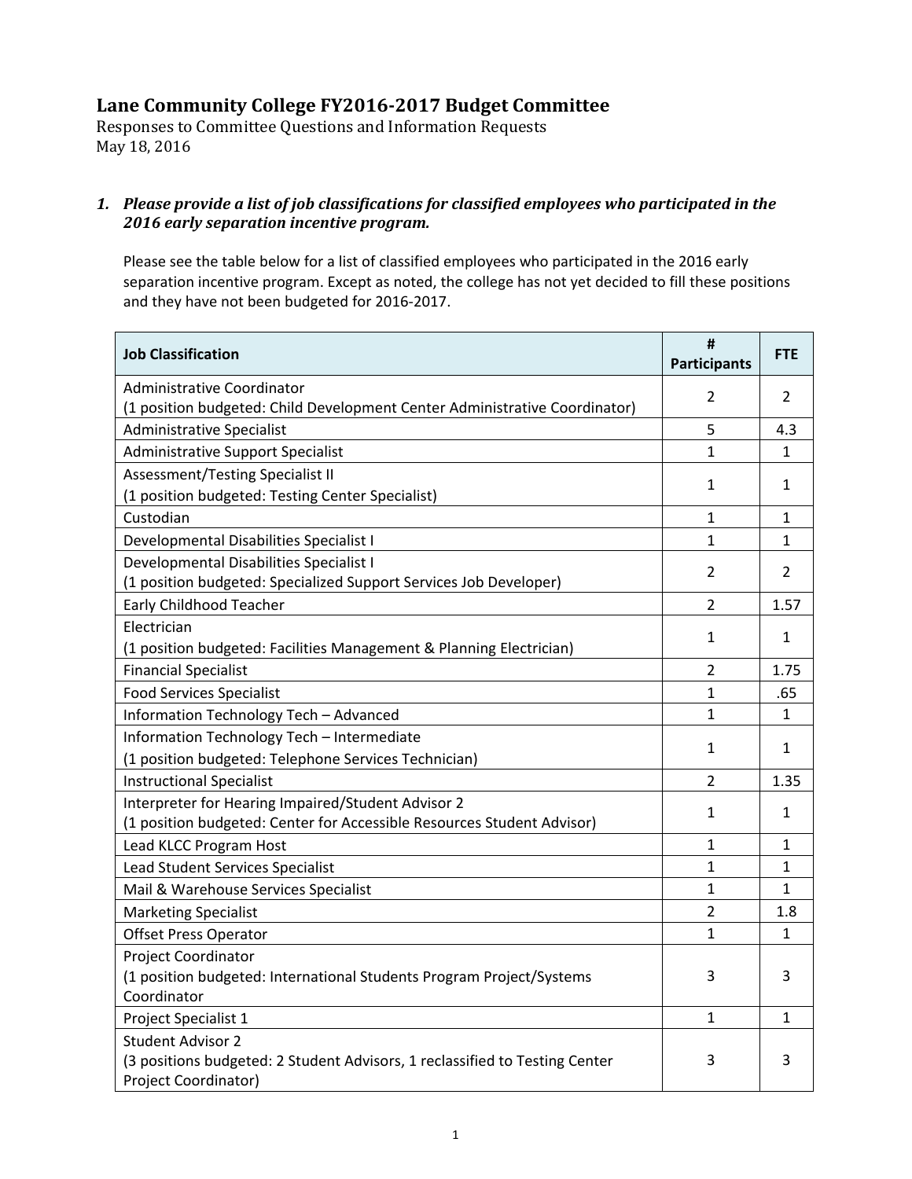# Lane Community College FY2016-2017 Budget Committee

Responses to Committee Questions and Information Requests
May 18, 2016

1. ***Please provide a list of job classifications for classified employees who participated in the 2016 early separation incentive program.***

   Please see the table below for a list of classified employees who participated in the 2016 early separation incentive program. Except as noted, the college has not yet decided to fill these positions and they have not been budgeted for 2016-2017.

| Job Classification | # Participants | FTE |
|---|---|---|
| Administrative Coordinator<br>(1 position budgeted: Child Development Center Administrative Coordinator) | 2 | 2 |
| Administrative Specialist | 5 | 4.3 |
| Administrative Support Specialist | 1 | 1 |
| Assessment/Testing Specialist II<br>(1 position budgeted: Testing Center Specialist) | 1 | 1 |
| Custodian | 1 | 1 |
| Developmental Disabilities Specialist I | 1 | 1 |
| Developmental Disabilities Specialist I<br>(1 position budgeted: Specialized Support Services Job Developer) | 2 | 2 |
| Early Childhood Teacher | 2 | 1.57 |
| Electrician<br>(1 position budgeted: Facilities Management & Planning Electrician) | 1 | 1 |
| Financial Specialist | 2 | 1.75 |
| Food Services Specialist | 1 | .65 |
| Information Technology Tech – Advanced | 1 | 1 |
| Information Technology Tech – Intermediate<br>(1 position budgeted: Telephone Services Technician) | 1 | 1 |
| Instructional Specialist | 2 | 1.35 |
| Interpreter for Hearing Impaired/Student Advisor 2<br>(1 position budgeted: Center for Accessible Resources Student Advisor) | 1 | 1 |
| Lead KLCC Program Host | 1 | 1 |
| Lead Student Services Specialist | 1 | 1 |
| Mail & Warehouse Services Specialist | 1 | 1 |
| Marketing Specialist | 2 | 1.8 |
| Offset Press Operator | 1 | 1 |
| Project Coordinator<br>(1 position budgeted: International Students Program Project/Systems Coordinator | 3 | 3 |
| Project Specialist 1 | 1 | 1 |
| Student Advisor 2<br>(3 positions budgeted: 2 Student Advisors, 1 reclassified to Testing Center Project Coordinator) | 3 | 3 |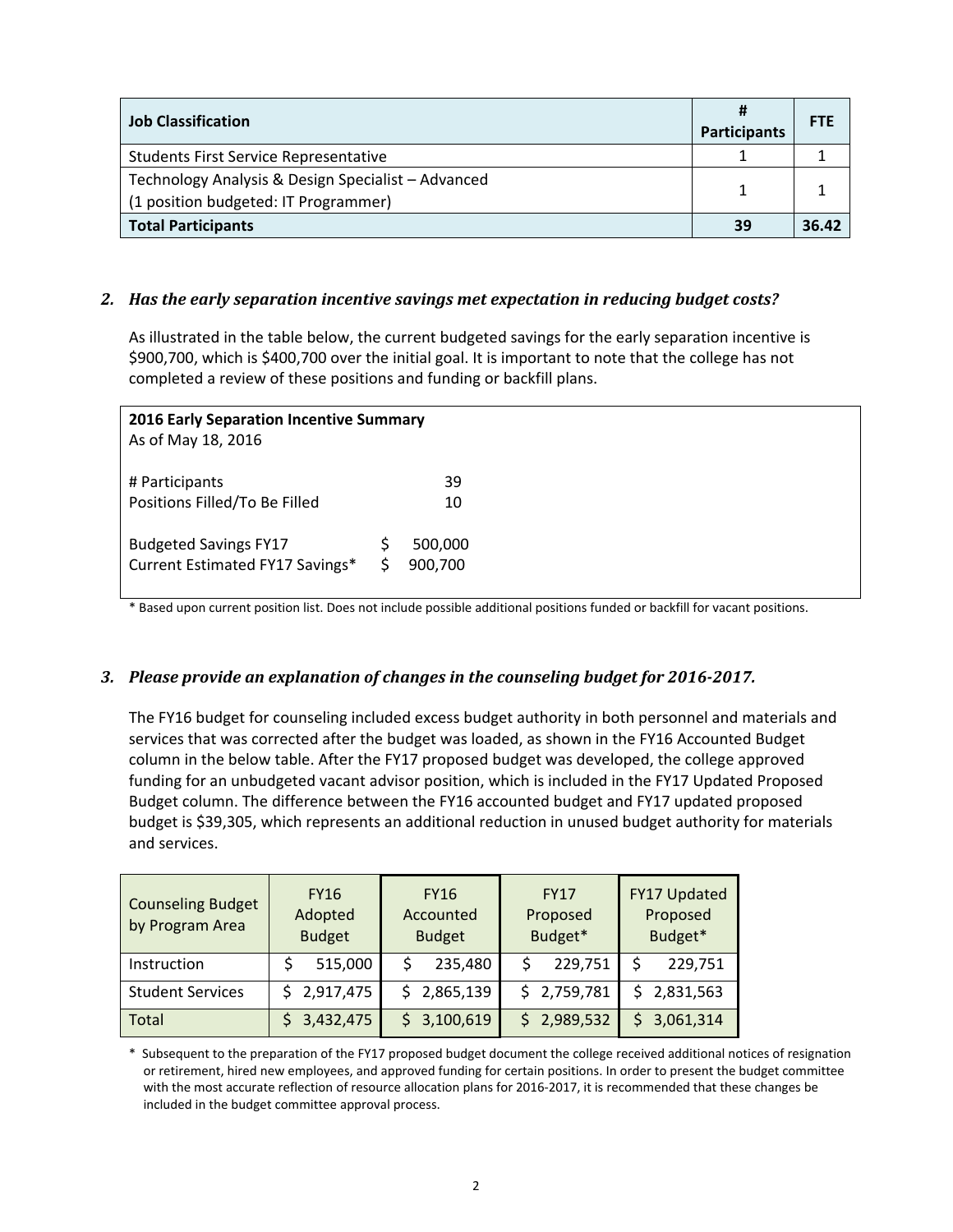| Job Classification | # Participants | FTE |
|---|---|---|
| Students First Service Representative | 1 | 1 |
| Technology Analysis & Design Specialist – Advanced (1 position budgeted: IT Programmer) | 1 | 1 |
| **Total Participants** | **39** | **36.42** |

### 2. *Has the early separation incentive savings met expectation in reducing budget costs?*

As illustrated in the table below, the current budgeted savings for the early separation incentive is $900,700, which is $400,700 over the initial goal. It is important to note that the college has not completed a review of these positions and funding or backfill plans.

**2016 Early Separation Incentive Summary**
As of May 18, 2016

| | |
|---|---|
| # Participants | 39 |
| Positions Filled/To Be Filled | 10 |
| Budgeted Savings FY17 | $ 500,000 |
| Current Estimated FY17 Savings* | $ 900,700 |

\* Based upon current position list. Does not include possible additional positions funded or backfill for vacant positions.

### 3. *Please provide an explanation of changes in the counseling budget for 2016-2017.*

The FY16 budget for counseling included excess budget authority in both personnel and materials and services that was corrected after the budget was loaded, as shown in the FY16 Accounted Budget column in the below table. After the FY17 proposed budget was developed, the college approved funding for an unbudgeted vacant advisor position, which is included in the FY17 Updated Proposed Budget column. The difference between the FY16 accounted budget and FY17 updated proposed budget is $39,305, which represents an additional reduction in unused budget authority for materials and services.

| Counseling Budget by Program Area | FY16 Adopted Budget | FY16 Accounted Budget | FY17 Proposed Budget* | FY17 Updated Proposed Budget* |
|---|---|---|---|---|
| Instruction | $ 515,000 | $ 235,480 | $ 229,751 | $ 229,751 |
| Student Services | $ 2,917,475 | $ 2,865,139 | $ 2,759,781 | $ 2,831,563 |
| Total | $ 3,432,475 | $ 3,100,619 | $ 2,989,532 | $ 3,061,314 |

\* Subsequent to the preparation of the FY17 proposed budget document the college received additional notices of resignation or retirement, hired new employees, and approved funding for certain positions. In order to present the budget committee with the most accurate reflection of resource allocation plans for 2016-2017, it is recommended that these changes be included in the budget committee approval process.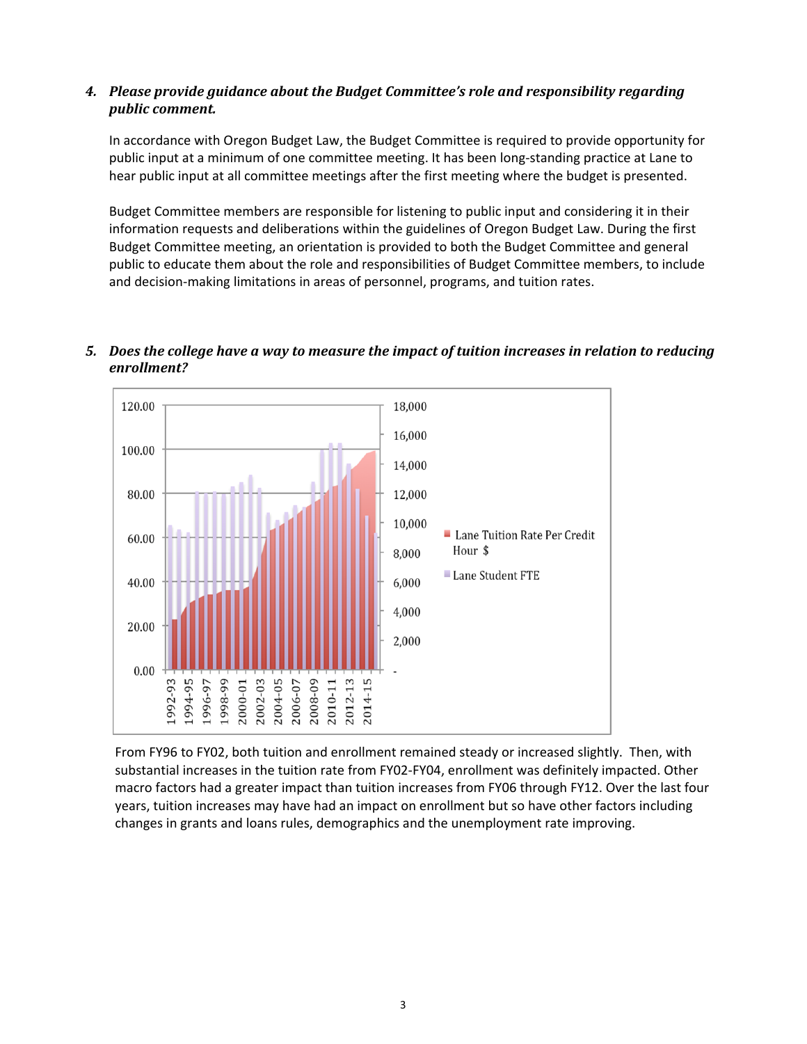4. ***Please provide guidance about the Budget Committee's role and responsibility regarding public comment.***

   In accordance with Oregon Budget Law, the Budget Committee is required to provide opportunity for public input at a minimum of one committee meeting. It has been long-standing practice at Lane to hear public input at all committee meetings after the first meeting where the budget is presented.

   Budget Committee members are responsible for listening to public input and considering it in their information requests and deliberations within the guidelines of Oregon Budget Law. During the first Budget Committee meeting, an orientation is provided to both the Budget Committee and general public to educate them about the role and responsibilities of Budget Committee members, to include and decision-making limitations in areas of personnel, programs, and tuition rates.

5. ***Does the college have a way to measure the impact of tuition increases in relation to reducing enrollment?***

   From FY96 to FY02, both tuition and enrollment remained steady or increased slightly. Then, with substantial increases in the tuition rate from FY02-FY04, enrollment was definitely impacted. Other macro factors had a greater impact than tuition increases from FY06 through FY12. Over the last four years, tuition increases may have had an impact on enrollment but so have other factors including changes in grants and loans rules, demographics and the unemployment rate improving.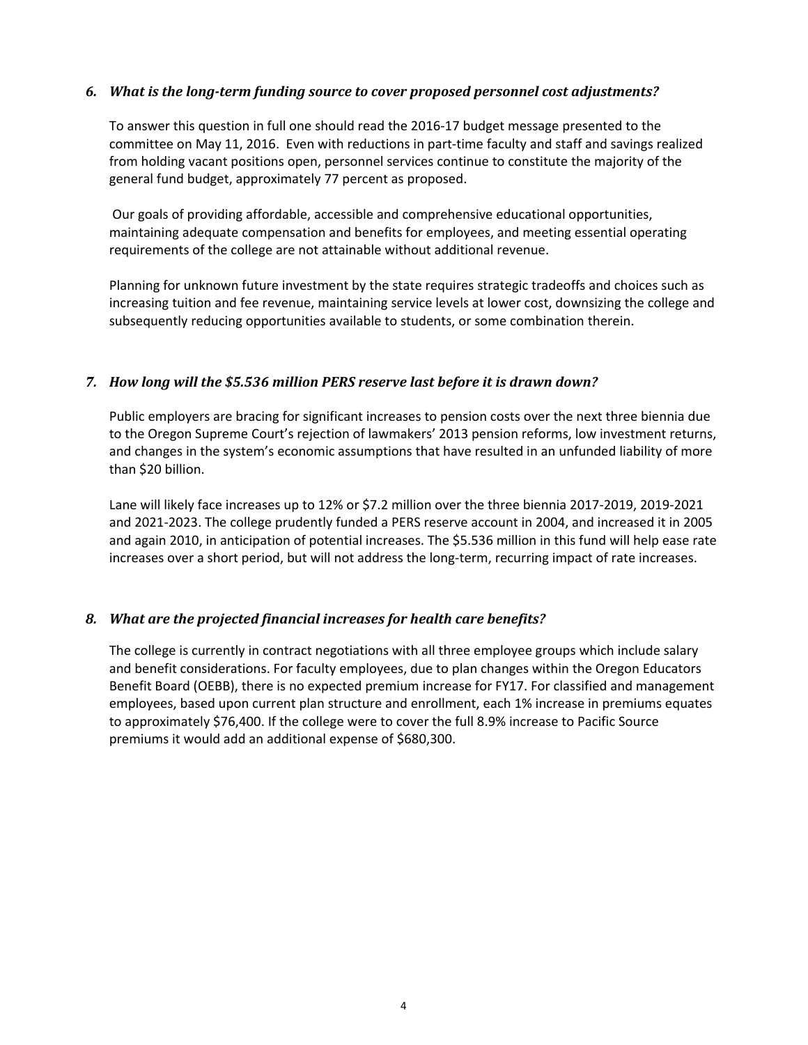### *6. What is the long-term funding source to cover proposed personnel cost adjustments?*

To answer this question in full one should read the 2016-17 budget message presented to the committee on May 11, 2016. Even with reductions in part-time faculty and staff and savings realized from holding vacant positions open, personnel services continue to constitute the majority of the general fund budget, approximately 77 percent as proposed.

Our goals of providing affordable, accessible and comprehensive educational opportunities, maintaining adequate compensation and benefits for employees, and meeting essential operating requirements of the college are not attainable without additional revenue.

Planning for unknown future investment by the state requires strategic tradeoffs and choices such as increasing tuition and fee revenue, maintaining service levels at lower cost, downsizing the college and subsequently reducing opportunities available to students, or some combination therein.

### *7. How long will the $5.536 million PERS reserve last before it is drawn down?*

Public employers are bracing for significant increases to pension costs over the next three biennia due to the Oregon Supreme Court's rejection of lawmakers' 2013 pension reforms, low investment returns, and changes in the system's economic assumptions that have resulted in an unfunded liability of more than $20 billion.

Lane will likely face increases up to 12% or $7.2 million over the three biennia 2017-2019, 2019-2021 and 2021-2023. The college prudently funded a PERS reserve account in 2004, and increased it in 2005 and again 2010, in anticipation of potential increases. The $5.536 million in this fund will help ease rate increases over a short period, but will not address the long-term, recurring impact of rate increases.

### *8. What are the projected financial increases for health care benefits?*

The college is currently in contract negotiations with all three employee groups which include salary and benefit considerations. For faculty employees, due to plan changes within the Oregon Educators Benefit Board (OEBB), there is no expected premium increase for FY17. For classified and management employees, based upon current plan structure and enrollment, each 1% increase in premiums equates to approximately $76,400. If the college were to cover the full 8.9% increase to Pacific Source premiums it would add an additional expense of $680,300.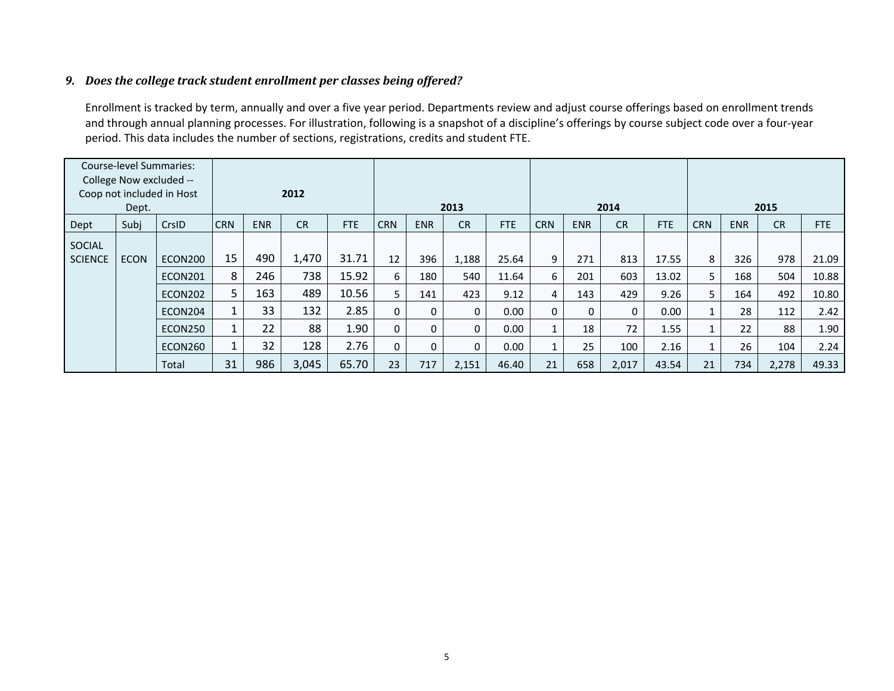### *9. Does the college track student enrollment per classes being offered?*

Enrollment is tracked by term, annually and over a five year period. Departments review and adjust course offerings based on enrollment trends and through annual planning processes. For illustration, following is a snapshot of a discipline's offerings by course subject code over a four-year period. This data includes the number of sections, registrations, credits and student FTE.

| Course-level Summaries: College Now excluded -- Coop not included in Host Dept. | | | 2012 | | | | 2013 | | | | 2014 | | | | 2015 | | | |
|---|---|---|---|---|---|---|---|---|---|---|---|---|---|---|---|---|---|---|
| Dept | Subj | CrsID | CRN | ENR | CR | FTE | CRN | ENR | CR | FTE | CRN | ENR | CR | FTE | CRN | ENR | CR | FTE |
| SOCIAL SCIENCE | ECON | ECON200 | 15 | 490 | 1,470 | 31.71 | 12 | 396 | 1,188 | 25.64 | 9 | 271 | 813 | 17.55 | 8 | 326 | 978 | 21.09 |
| | | ECON201 | 8 | 246 | 738 | 15.92 | 6 | 180 | 540 | 11.64 | 6 | 201 | 603 | 13.02 | 5 | 168 | 504 | 10.88 |
| | | ECON202 | 5 | 163 | 489 | 10.56 | 5 | 141 | 423 | 9.12 | 4 | 143 | 429 | 9.26 | 5 | 164 | 492 | 10.80 |
| | | ECON204 | 1 | 33 | 132 | 2.85 | 0 | 0 | 0 | 0.00 | 0 | 0 | 0 | 0.00 | 1 | 28 | 112 | 2.42 |
| | | ECON250 | 1 | 22 | 88 | 1.90 | 0 | 0 | 0 | 0.00 | 1 | 18 | 72 | 1.55 | 1 | 22 | 88 | 1.90 |
| | | ECON260 | 1 | 32 | 128 | 2.76 | 0 | 0 | 0 | 0.00 | 1 | 25 | 100 | 2.16 | 1 | 26 | 104 | 2.24 |
| | | Total | 31 | 986 | 3,045 | 65.70 | 23 | 717 | 2,151 | 46.40 | 21 | 658 | 2,017 | 43.54 | 21 | 734 | 2,278 | 49.33 |